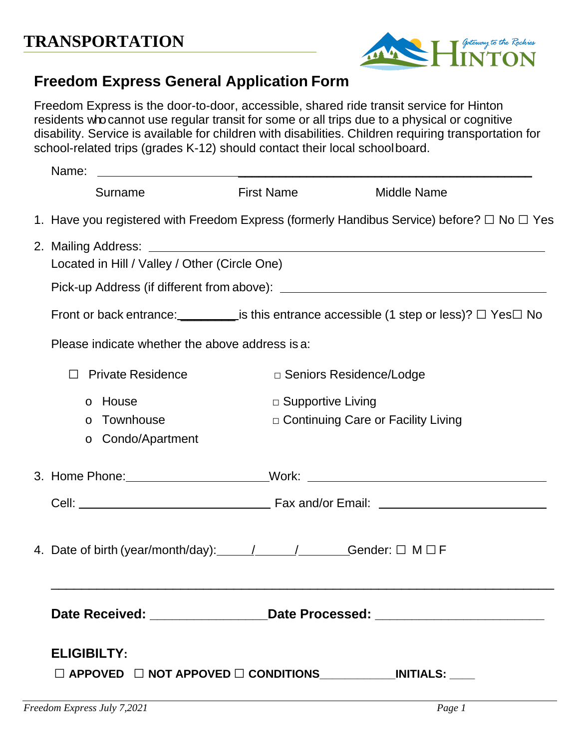# TRANSPORTATION

## Freedom Express General Application Form

Freedom Express is the door-to-door, accessible, shared ride transit service for Hinton residents who cannot use regular transit for some or all trips due to a physical or cognitive disability. Service is available for children with disabilities. Children requiring transportation for school-related trips (grades K-12) should contact their local school board.

Name: ______________________________________________

Surname First Name Middle Name

1. Have you registered with Freedom Express (formerly Handibus Service) before? ☐ No ☐ Yes

2. Mailing Address: ______________________________________________

   Located in Hill / Valley / Other (Circle One)

   Pick-up Address (if different from above): ______________________________

   Front or back entrance:_________is this entrance accessible (1 step or less)? ☐ Yes☐ No

   Please indicate whether the above address is a:

   ☐ Private Residence
   - o House
   - o Townhouse
   - o Condo/Apartment

   □ Seniors Residence/Lodge

   □ Supportive Living

   □ Continuing Care or Facility Living

3. Home Phone:_____________________Work: ______________________________

   Cell: ______________________________ Fax and/or Email: ______________________

4. Date of birth (year/month/day):_____/______/_______Gender: ☐ M ☐ F

---

**Date Received:** ________________ **Date Processed:** ______________________

**ELIGIBILTY:**

☐ **APPOVED** ☐ **NOT APPOVED** ☐ **CONDITIONS**___________ **INITIALS:** ____

*Freedom Express July 7,2021*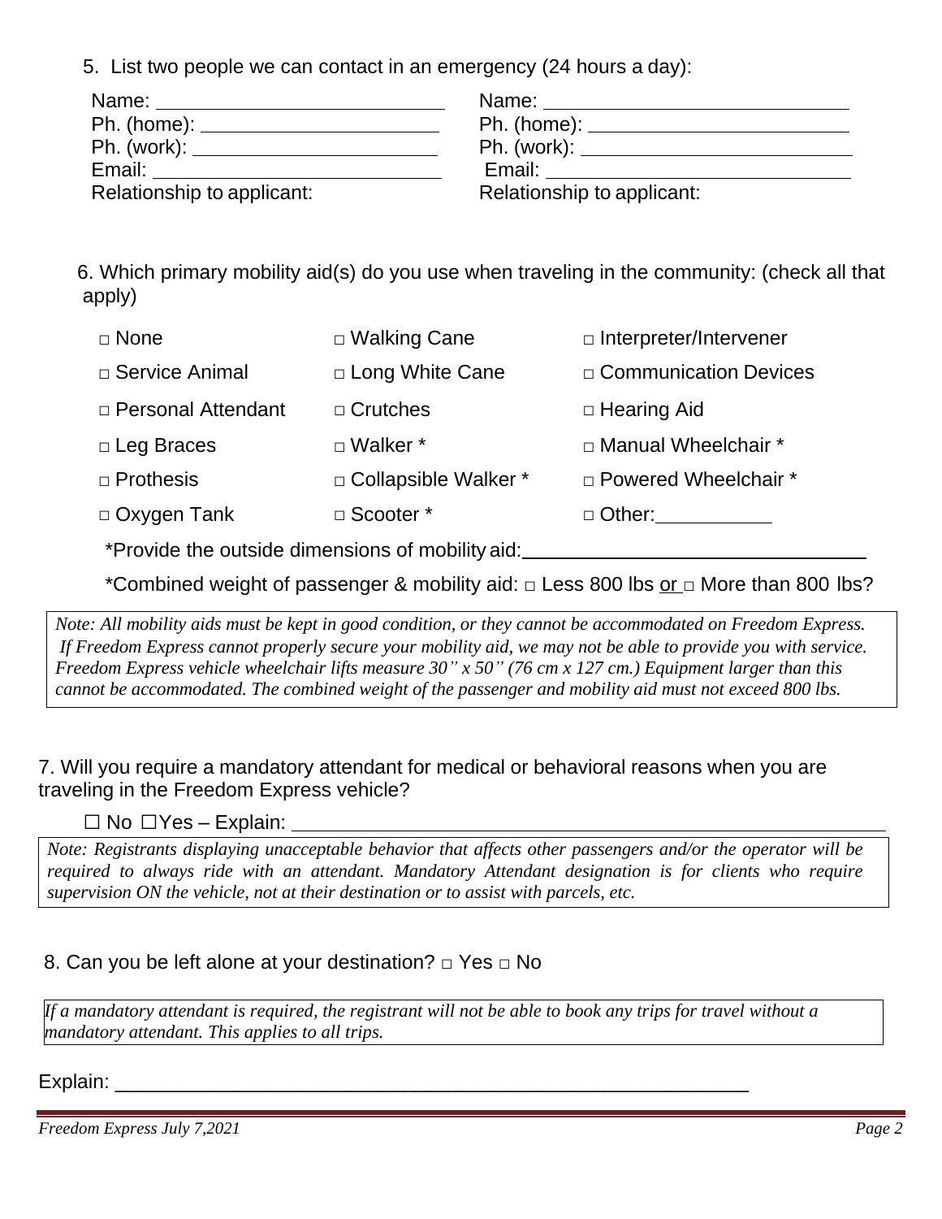5. List two people we can contact in an emergency (24 hours a day):

| | |
|---|---|
| Name: ______________________ | Name: ______________________ |
| Ph. (home): ______________________ | Ph. (home): ______________________ |
| Ph. (work): ______________________ | Ph. (work): ______________________ |
| Email: ______________________ | Email: ______________________ |
| Relationship to applicant: | Relationship to applicant: |

6. Which primary mobility aid(s) do you use when traveling in the community: (check all that apply)

| | | |
|---|---|---|
| □ None | □ Walking Cane | □ Interpreter/Intervener |
| □ Service Animal | □ Long White Cane | □ Communication Devices |
| □ Personal Attendant | □ Crutches | □ Hearing Aid |
| □ Leg Braces | □ Walker * | □ Manual Wheelchair * |
| □ Prothesis | □ Collapsible Walker * | □ Powered Wheelchair * |
| □ Oxygen Tank | □ Scooter * | □ Other: ___________ |

*Provide the outside dimensions of mobility aid: ______________________________

*Combined weight of passenger & mobility aid: □ Less 800 lbs or □ More than 800 lbs?

*Note: All mobility aids must be kept in good condition, or they cannot be accommodated on Freedom Express. If Freedom Express cannot properly secure your mobility aid, we may not be able to provide you with service. Freedom Express vehicle wheelchair lifts measure 30" x 50" (76 cm x 127 cm.) Equipment larger than this cannot be accommodated. The combined weight of the passenger and mobility aid must not exceed 800 lbs.*

7. Will you require a mandatory attendant for medical or behavioral reasons when you are traveling in the Freedom Express vehicle?

☐ No ☐Yes – Explain: ______________________________________________

*Note: Registrants displaying unacceptable behavior that affects other passengers and/or the operator will be required to always ride with an attendant. Mandatory Attendant designation is for clients who require supervision ON the vehicle, not at their destination or to assist with parcels, etc.*

8. Can you be left alone at your destination? □ Yes □ No

*If a mandatory attendant is required, the registrant will not be able to book any trips for travel without a mandatory attendant. This applies to all trips.*

Explain: ________________________________________________________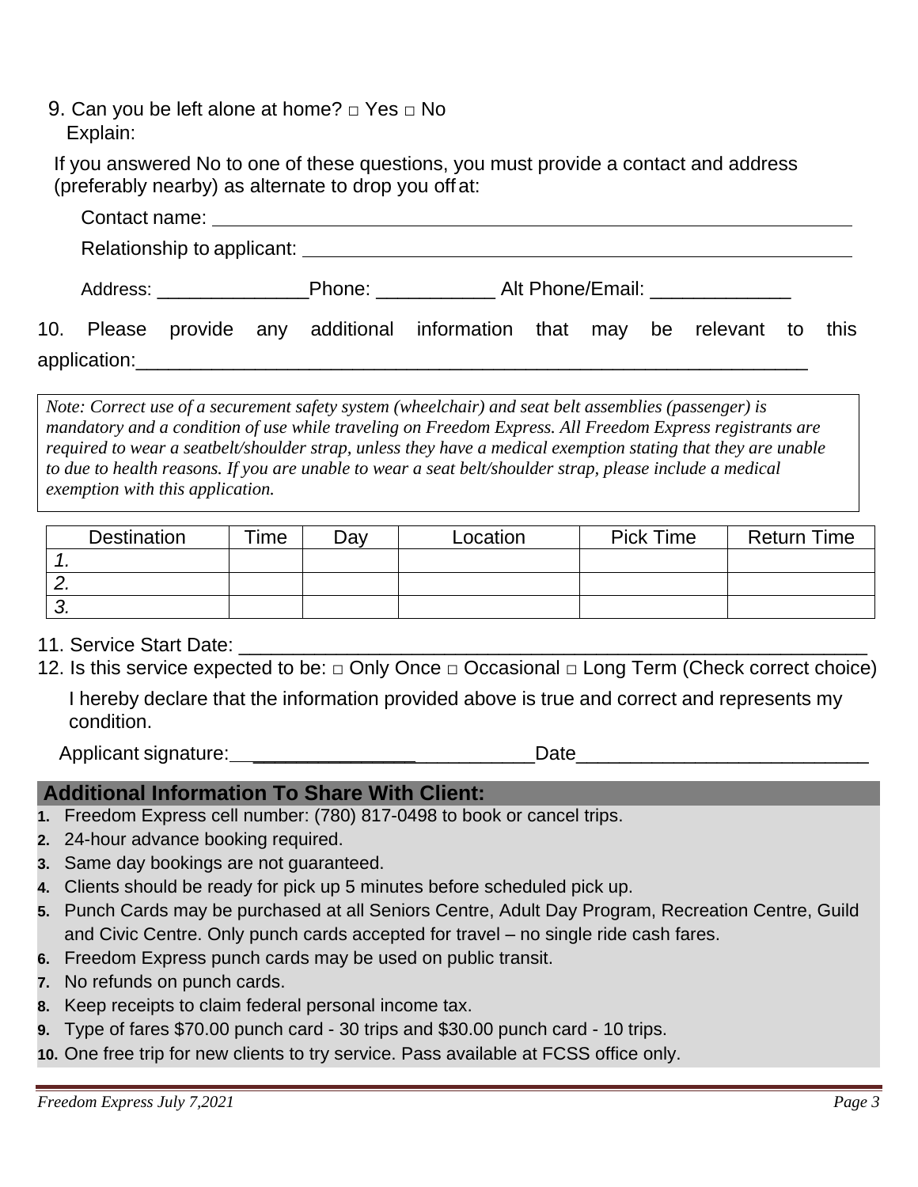9. Can you be left alone at home? □ Yes □ No
   Explain:

If you answered No to one of these questions, you must provide a contact and address (preferably nearby) as alternate to drop you off at:

Contact name: ____________________________________________

Relationship to applicant: ____________________________________________

Address: ______________Phone: ___________ Alt Phone/Email: _____________

10. Please provide any additional information that may be relevant to this application:_______________________________________________________________

*Note: Correct use of a securement safety system (wheelchair) and seat belt assemblies (passenger) is mandatory and a condition of use while traveling on Freedom Express. All Freedom Express registrants are required to wear a seatbelt/shoulder strap, unless they have a medical exemption stating that they are unable to due to health reasons. If you are unable to wear a seat belt/shoulder strap, please include a medical exemption with this application.*

| Destination | Time | Day | Location | Pick Time | Return Time |
|---|---|---|---|---|---|
| 1. | | | | | |
| 2. | | | | | |
| 3. | | | | | |

11. Service Start Date: ____________________________________________________________
12. Is this service expected to be: □ Only Once □ Occasional □ Long Term (Check correct choice)

I hereby declare that the information provided above is true and correct and represents my condition.

Applicant signature:_______________________________Date__________________________

## Additional Information To Share With Client:

1. Freedom Express cell number: (780) 817-0498 to book or cancel trips.
2. 24-hour advance booking required.
3. Same day bookings are not guaranteed.
4. Clients should be ready for pick up 5 minutes before scheduled pick up.
5. Punch Cards may be purchased at all Seniors Centre, Adult Day Program, Recreation Centre, Guild and Civic Centre. Only punch cards accepted for travel – no single ride cash fares.
6. Freedom Express punch cards may be used on public transit.
7. No refunds on punch cards.
8. Keep receipts to claim federal personal income tax.
9. Type of fares $70.00 punch card - 30 trips and $30.00 punch card - 10 trips.
10. One free trip for new clients to try service. Pass available at FCSS office only.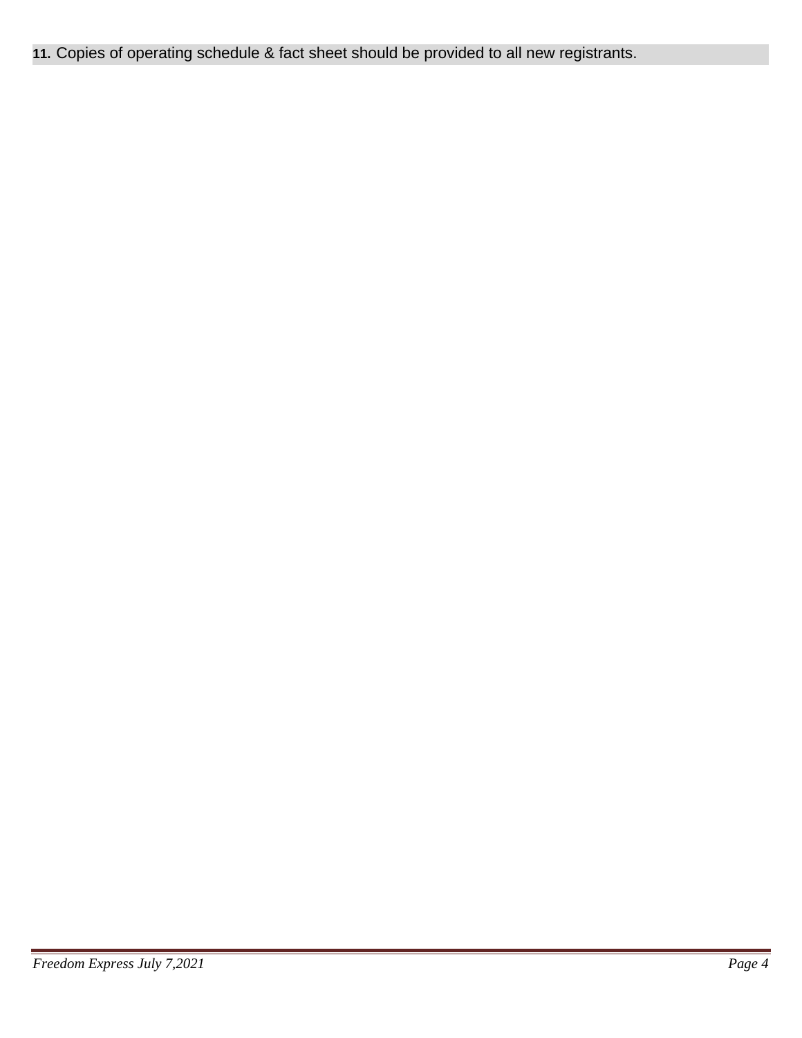**11.** Copies of operating schedule & fact sheet should be provided to all new registrants.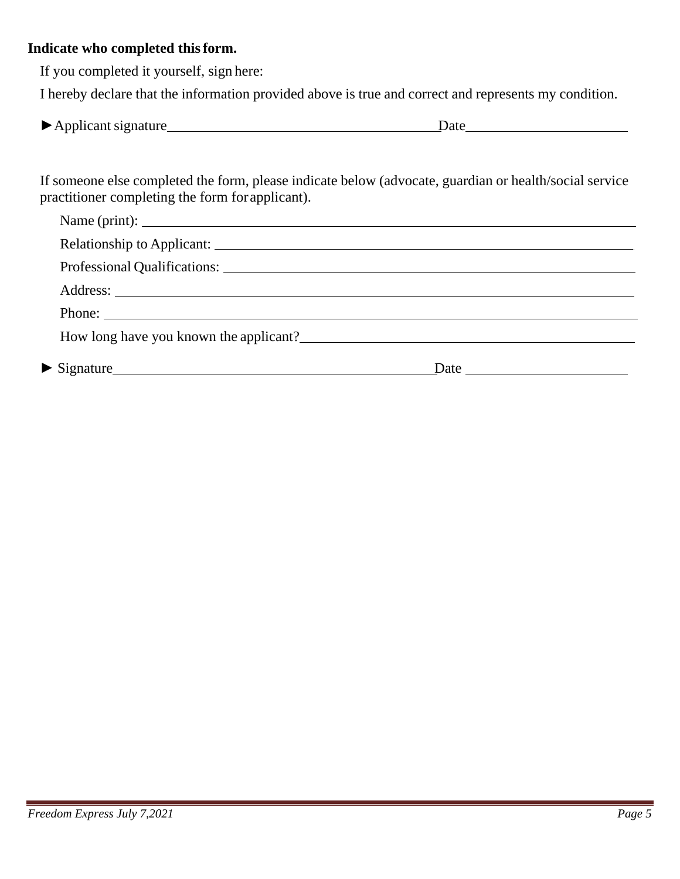**Indicate who completed this form.**

If you completed it yourself, sign here:

I hereby declare that the information provided above is true and correct and represents my condition.

► Applicant signature\_\_\_\_\_\_\_\_\_\_\_\_\_\_\_\_\_\_\_\_\_\_\_\_\_\_\_\_\_\_\_\_\_\_\_\_\_\_\_\_ Date\_\_\_\_\_\_\_\_\_\_\_\_\_\_\_\_\_\_\_\_\_\_\_\_

If someone else completed the form, please indicate below (advocate, guardian or health/social service practitioner completing the form for applicant).

Name (print): \_\_\_\_\_\_\_\_\_\_\_\_\_\_\_\_\_\_\_\_\_\_\_\_\_\_\_\_\_\_\_\_\_\_\_\_\_\_\_\_\_\_\_\_\_\_\_\_\_\_\_\_\_\_\_\_\_\_\_\_\_\_\_\_\_\_\_\_\_\_

Relationship to Applicant: \_\_\_\_\_\_\_\_\_\_\_\_\_\_\_\_\_\_\_\_\_\_\_\_\_\_\_\_\_\_\_\_\_\_\_\_\_\_\_\_\_\_\_\_\_\_\_\_\_\_\_\_\_\_\_\_\_\_\_\_

Professional Qualifications: \_\_\_\_\_\_\_\_\_\_\_\_\_\_\_\_\_\_\_\_\_\_\_\_\_\_\_\_\_\_\_\_\_\_\_\_\_\_\_\_\_\_\_\_\_\_\_\_\_\_\_\_\_\_\_\_\_\_

Address: \_\_\_\_\_\_\_\_\_\_\_\_\_\_\_\_\_\_\_\_\_\_\_\_\_\_\_\_\_\_\_\_\_\_\_\_\_\_\_\_\_\_\_\_\_\_\_\_\_\_\_\_\_\_\_\_\_\_\_\_\_\_\_\_\_\_\_\_\_\_\_\_\_\_\_\_

Phone: \_\_\_\_\_\_\_\_\_\_\_\_\_\_\_\_\_\_\_\_\_\_\_\_\_\_\_\_\_\_\_\_\_\_\_\_\_\_\_\_\_\_\_\_\_\_\_\_\_\_\_\_\_\_\_\_\_\_\_\_\_\_\_\_\_\_\_\_\_\_\_\_\_\_\_\_\_\_

How long have you known the applicant?\_\_\_\_\_\_\_\_\_\_\_\_\_\_\_\_\_\_\_\_\_\_\_\_\_\_\_\_\_\_\_\_\_\_\_\_\_\_\_\_\_\_\_\_\_\_\_\_

► Signature\_\_\_\_\_\_\_\_\_\_\_\_\_\_\_\_\_\_\_\_\_\_\_\_\_\_\_\_\_\_\_\_\_\_\_\_\_\_\_\_\_\_\_\_\_\_\_\_\_\_ Date \_\_\_\_\_\_\_\_\_\_\_\_\_\_\_\_\_\_\_\_\_\_\_\_